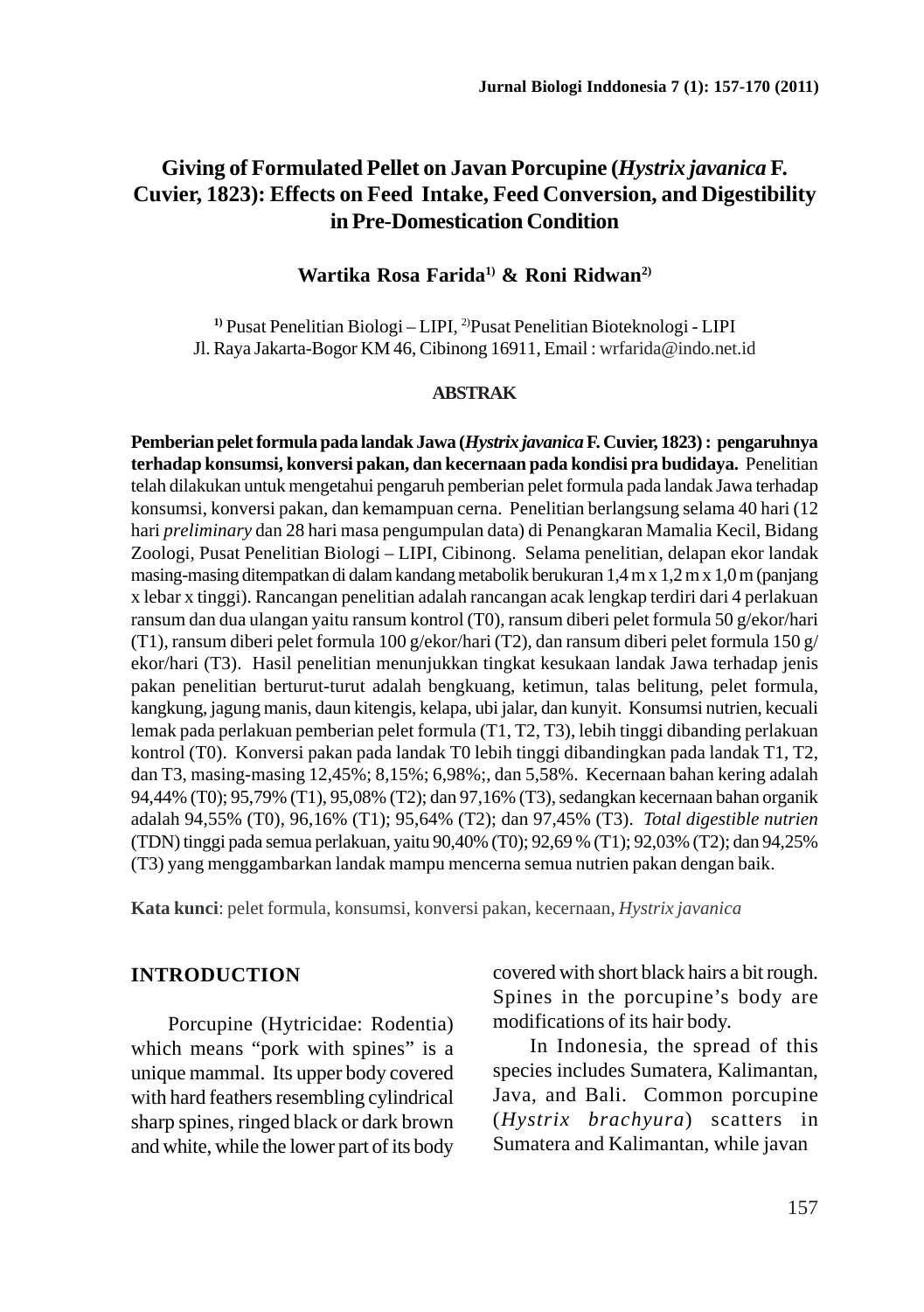# Giving of Formulated Pellet on Javan Porcupine (*Hystrix javanica* F. Cuvier, 1823): Effects on Feed Intake, Feed Conversion, and Digestibility in Pre-Domestication Condition

**Wartika Rosa Farida[1] & Roni Ridwan[2]**

[1] Pusat Penelitian Biologi – LIPI, [2]Pusat Penelitian Bioteknologi - LIPI
Jl. Raya Jakarta-Bogor KM 46, Cibinong 16911, Email : wrfarida@indo.net.id

## ABSTRAK

**Pemberian pelet formula pada landak Jawa (*Hystrix javanica* F. Cuvier, 1823) : pengaruhnya terhadap konsumsi, konversi pakan, dan kecernaan pada kondisi pra budidaya.** Penelitian telah dilakukan untuk mengetahui pengaruh pemberian pelet formula pada landak Jawa terhadap konsumsi, konversi pakan, dan kemampuan cerna. Penelitian berlangsung selama 40 hari (12 hari *preliminary* dan 28 hari masa pengumpulan data) di Penangkaran Mamalia Kecil, Bidang Zoologi, Pusat Penelitian Biologi – LIPI, Cibinong. Selama penelitian, delapan ekor landak masing-masing ditempatkan di dalam kandang metabolik berukuran 1,4 m x 1,2 m x 1,0 m (panjang x lebar x tinggi). Rancangan penelitian adalah rancangan acak lengkap terdiri dari 4 perlakuan ransum dan dua ulangan yaitu ransum kontrol (T0), ransum diberi pelet formula 50 g/ekor/hari (T1), ransum diberi pelet formula 100 g/ekor/hari (T2), dan ransum diberi pelet formula 150 g/ekor/hari (T3). Hasil penelitian menunjukkan tingkat kesukaan landak Jawa terhadap jenis pakan penelitian berturut-turut adalah bengkuang, ketimun, talas belitung, pelet formula, kangkung, jagung manis, daun kitengis, kelapa, ubi jalar, dan kunyit. Konsumsi nutrien, kecuali lemak pada perlakuan pemberian pelet formula (T1, T2, T3), lebih tinggi dibanding perlakuan kontrol (T0). Konversi pakan pada landak T0 lebih tinggi dibandingkan pada landak T1, T2, dan T3, masing-masing 12,45%; 8,15%; 6,98%;, dan 5,58%. Kecernaan bahan kering adalah 94,44% (T0); 95,79% (T1), 95,08% (T2); dan 97,16% (T3), sedangkan kecernaan bahan organik adalah 94,55% (T0), 96,16% (T1); 95,64% (T2); dan 97,45% (T3). *Total digestible nutrien* (TDN) tinggi pada semua perlakuan, yaitu 90,40% (T0); 92,69 % (T1); 92,03% (T2); dan 94,25% (T3) yang menggambarkan landak mampu mencerna semua nutrien pakan dengan baik.

**Kata kunci**: pelet formula, konsumsi, konversi pakan, kecernaan, *Hystrix javanica*

## INTRODUCTION

Porcupine (Hytricidae: Rodentia) which means "pork with spines" is a unique mammal. Its upper body covered with hard feathers resembling cylindrical sharp spines, ringed black or dark brown and white, while the lower part of its body covered with short black hairs a bit rough. Spines in the porcupine's body are modifications of its hair body.

In Indonesia, the spread of this species includes Sumatera, Kalimantan, Java, and Bali. Common porcupine (*Hystrix brachyura*) scatters in Sumatera and Kalimantan, while javan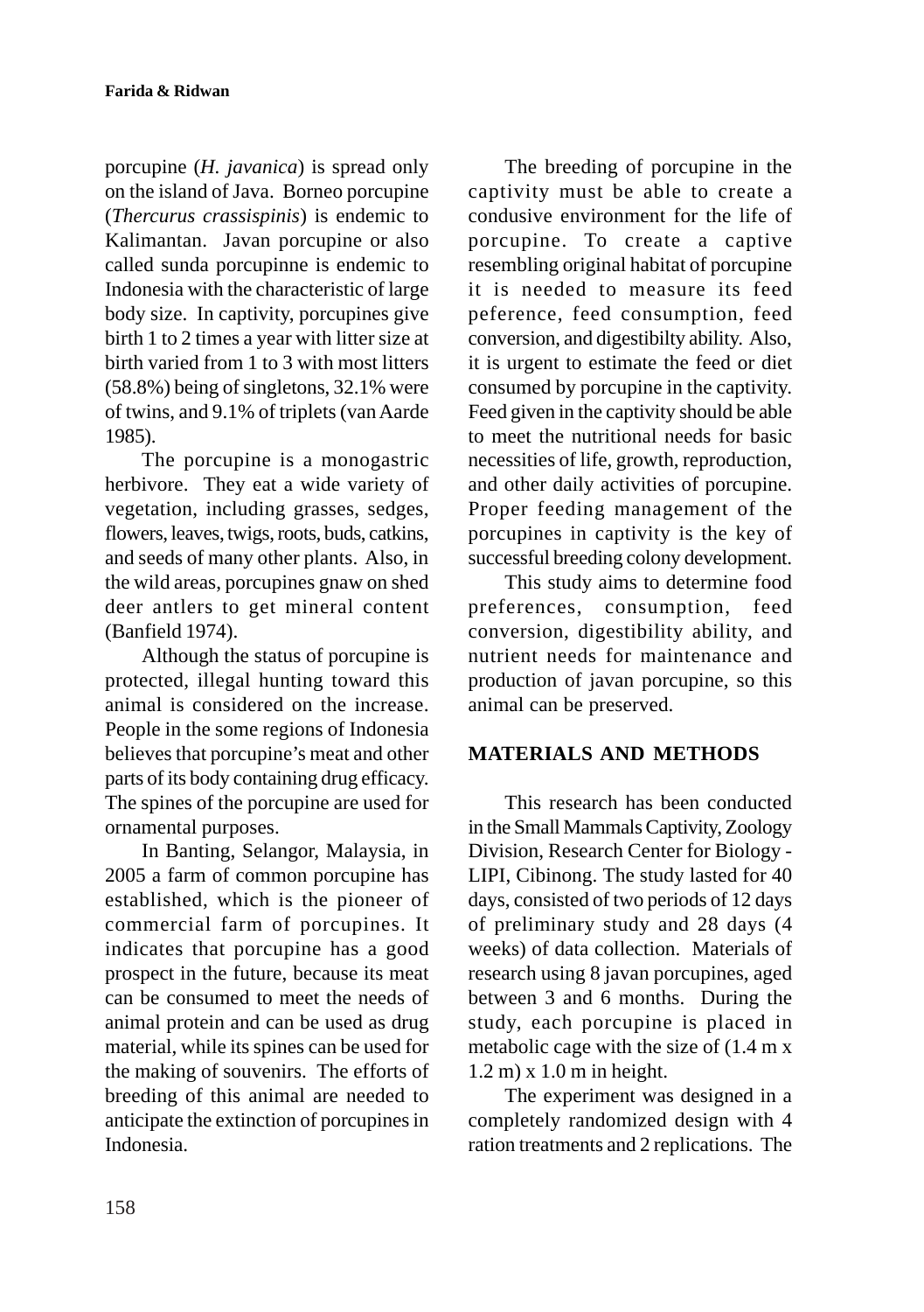porcupine (*H. javanica*) is spread only on the island of Java. Borneo porcupine (*Thercurus crassispinis*) is endemic to Kalimantan. Javan porcupine or also called sunda porcupinne is endemic to Indonesia with the characteristic of large body size. In captivity, porcupines give birth 1 to 2 times a year with litter size at birth varied from 1 to 3 with most litters (58.8%) being of singletons, 32.1% were of twins, and 9.1% of triplets (van Aarde 1985).

The porcupine is a monogastric herbivore. They eat a wide variety of vegetation, including grasses, sedges, flowers, leaves, twigs, roots, buds, catkins, and seeds of many other plants. Also, in the wild areas, porcupines gnaw on shed deer antlers to get mineral content (Banfield 1974).

Although the status of porcupine is protected, illegal hunting toward this animal is considered on the increase. People in the some regions of Indonesia believes that porcupine's meat and other parts of its body containing drug efficacy. The spines of the porcupine are used for ornamental purposes.

In Banting, Selangor, Malaysia, in 2005 a farm of common porcupine has established, which is the pioneer of commercial farm of porcupines. It indicates that porcupine has a good prospect in the future, because its meat can be consumed to meet the needs of animal protein and can be used as drug material, while its spines can be used for the making of souvenirs. The efforts of breeding of this animal are needed to anticipate the extinction of porcupines in Indonesia.

The breeding of porcupine in the captivity must be able to create a condusive environment for the life of porcupine. To create a captive resembling original habitat of porcupine it is needed to measure its feed peference, feed consumption, feed conversion, and digestibilty ability. Also, it is urgent to estimate the feed or diet consumed by porcupine in the captivity. Feed given in the captivity should be able to meet the nutritional needs for basic necessities of life, growth, reproduction, and other daily activities of porcupine. Proper feeding management of the porcupines in captivity is the key of successful breeding colony development.

This study aims to determine food preferences, consumption, feed conversion, digestibility ability, and nutrient needs for maintenance and production of javan porcupine, so this animal can be preserved.

## MATERIALS AND METHODS

This research has been conducted in the Small Mammals Captivity, Zoology Division, Research Center for Biology - LIPI, Cibinong. The study lasted for 40 days, consisted of two periods of 12 days of preliminary study and 28 days (4 weeks) of data collection. Materials of research using 8 javan porcupines, aged between 3 and 6 months. During the study, each porcupine is placed in metabolic cage with the size of (1.4 m x 1.2 m) x 1.0 m in height.

The experiment was designed in a completely randomized design with 4 ration treatments and 2 replications. The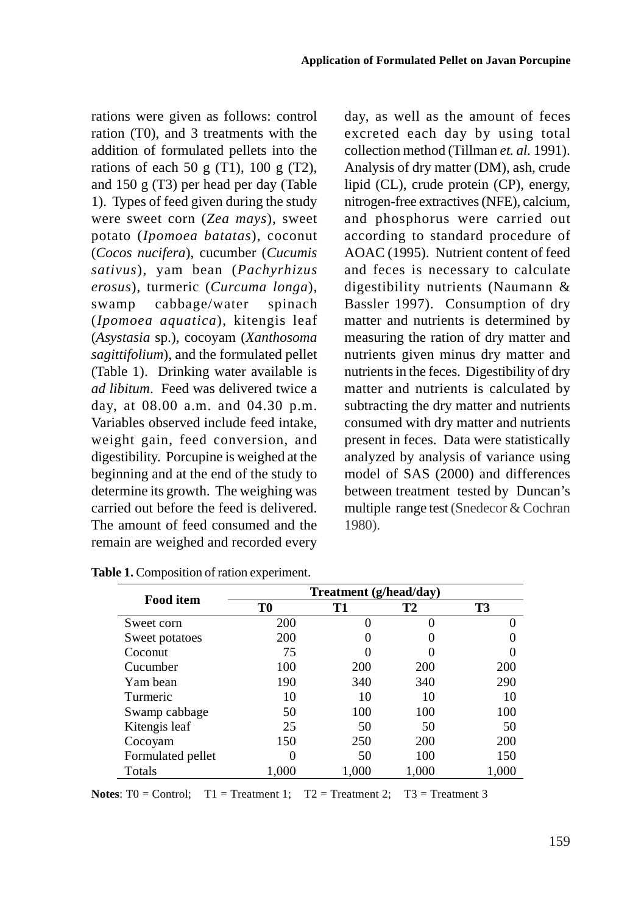rations were given as follows: control ration (T0), and 3 treatments with the addition of formulated pellets into the rations of each 50 g (T1), 100 g (T2), and 150 g (T3) per head per day (Table 1). Types of feed given during the study were sweet corn (*Zea mays*), sweet potato (*Ipomoea batatas*), coconut (*Cocos nucifera*), cucumber (*Cucumis sativus*), yam bean (*Pachyrhizus erosus*), turmeric (*Curcuma longa*), swamp cabbage/water spinach (*Ipomoea aquatica*), kitengis leaf (*Asystasia* sp.), cocoyam (*Xanthosoma sagittifolium*), and the formulated pellet (Table 1). Drinking water available is *ad libitum*. Feed was delivered twice a day, at 08.00 a.m. and 04.30 p.m. Variables observed include feed intake, weight gain, feed conversion, and digestibility. Porcupine is weighed at the beginning and at the end of the study to determine its growth. The weighing was carried out before the feed is delivered. The amount of feed consumed and the remain are weighed and recorded every day, as well as the amount of feces excreted each day by using total collection method (Tillman *et. al.* 1991). Analysis of dry matter (DM), ash, crude lipid (CL), crude protein (CP), energy, nitrogen-free extractives (NFE), calcium, and phosphorus were carried out according to standard procedure of AOAC (1995). Nutrient content of feed and feces is necessary to calculate digestibility nutrients (Naumann & Bassler 1997). Consumption of dry matter and nutrients is determined by measuring the ration of dry matter and nutrients given minus dry matter and nutrients in the feces. Digestibility of dry matter and nutrients is calculated by subtracting the dry matter and nutrients consumed with dry matter and nutrients present in feces. Data were statistically analyzed by analysis of variance using model of SAS (2000) and differences between treatment tested by Duncan's multiple range test (Snedecor & Cochran 1980).

**Table 1.** Composition of ration experiment.

| Food item | Treatment (g/head/day) | | | |
|---|---|---|---|---|
| | **T0** | **T1** | **T2** | **T3** |
| Sweet corn | 200 | 0 | 0 | 0 |
| Sweet potatoes | 200 | 0 | 0 | 0 |
| Coconut | 75 | 0 | 0 | 0 |
| Cucumber | 100 | 200 | 200 | 200 |
| Yam bean | 190 | 340 | 340 | 290 |
| Turmeric | 10 | 10 | 10 | 10 |
| Swamp cabbage | 50 | 100 | 100 | 100 |
| Kitengis leaf | 25 | 50 | 50 | 50 |
| Cocoyam | 150 | 250 | 200 | 200 |
| Formulated pellet | 0 | 50 | 100 | 150 |
| Totals | 1,000 | 1,000 | 1,000 | 1,000 |

**Notes**: T0 = Control; T1 = Treatment 1; T2 = Treatment 2; T3 = Treatment 3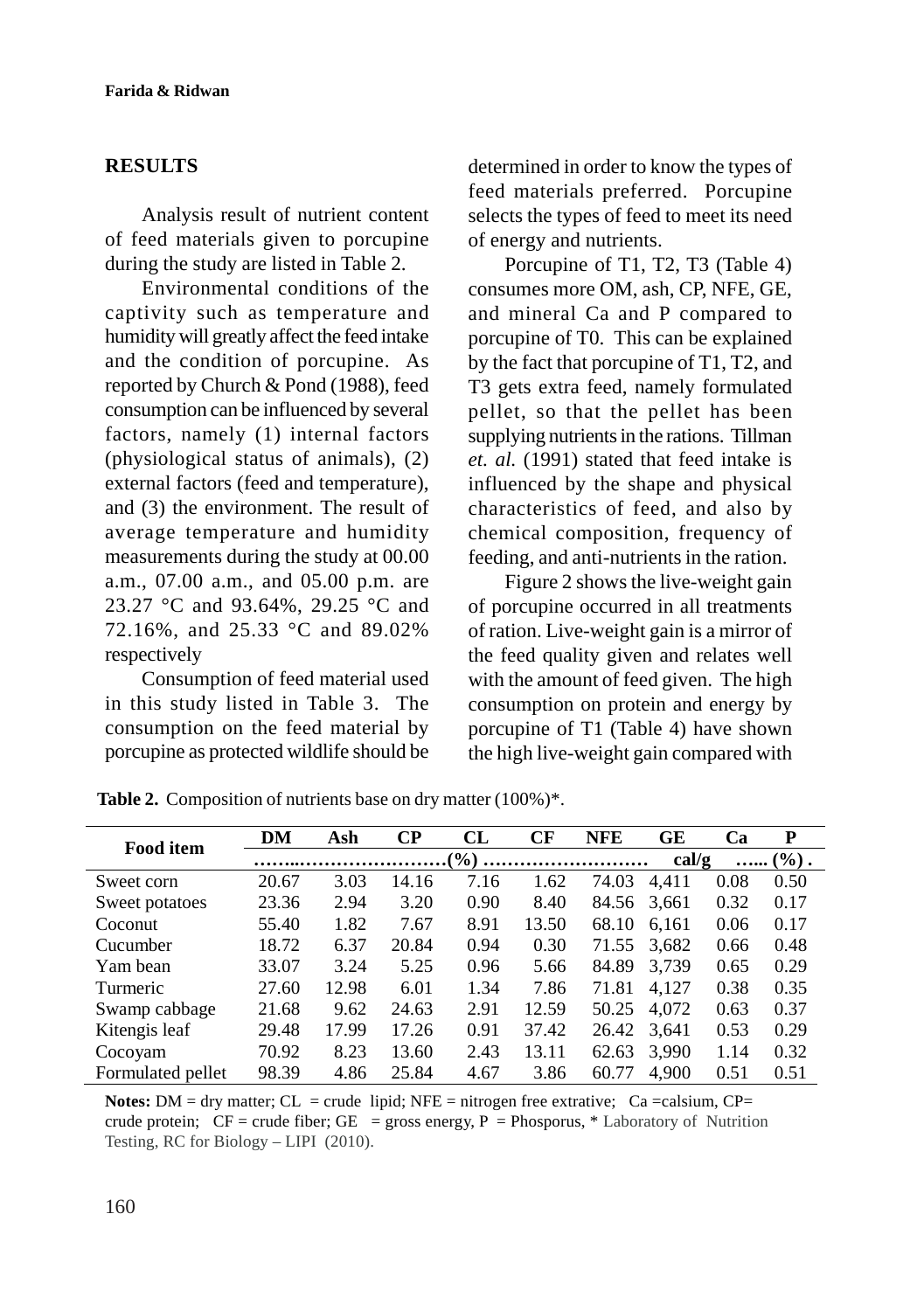## RESULTS

Analysis result of nutrient content of feed materials given to porcupine during the study are listed in Table 2.

Environmental conditions of the captivity such as temperature and humidity will greatly affect the feed intake and the condition of porcupine. As reported by Church & Pond (1988), feed consumption can be influenced by several factors, namely (1) internal factors (physiological status of animals), (2) external factors (feed and temperature), and (3) the environment. The result of average temperature and humidity measurements during the study at 00.00 a.m., 07.00 a.m., and 05.00 p.m. are 23.27 °C and 93.64%, 29.25 °C and 72.16%, and 25.33 °C and 89.02% respectively

Consumption of feed material used in this study listed in Table 3. The consumption on the feed material by porcupine as protected wildlife should be determined in order to know the types of feed materials preferred. Porcupine selects the types of feed to meet its need of energy and nutrients.

Porcupine of T1, T2, T3 (Table 4) consumes more OM, ash, CP, NFE, GE, and mineral Ca and P compared to porcupine of T0. This can be explained by the fact that porcupine of T1, T2, and T3 gets extra feed, namely formulated pellet, so that the pellet has been supplying nutrients in the rations. Tillman *et. al.* (1991) stated that feed intake is influenced by the shape and physical characteristics of feed, and also by chemical composition, frequency of feeding, and anti-nutrients in the ration.

Figure 2 shows the live-weight gain of porcupine occurred in all treatments of ration. Live-weight gain is a mirror of the feed quality given and relates well with the amount of feed given. The high consumption on protein and energy by porcupine of T1 (Table 4) have shown the high live-weight gain compared with

**Table 2.** Composition of nutrients base on dry matter (100%)*.

| Food item | DM | Ash | CP | CL | CF | NFE | GE | Ca | P |
|---|---|---|---|---|---|---|---|---|---|
| | ……..……………………(%) …………………… | | | | | | cal/g | …... (%) . | |
| Sweet corn | 20.67 | 3.03 | 14.16 | 7.16 | 1.62 | 74.03 | 4,411 | 0.08 | 0.50 |
| Sweet potatoes | 23.36 | 2.94 | 3.20 | 0.90 | 8.40 | 84.56 | 3,661 | 0.32 | 0.17 |
| Coconut | 55.40 | 1.82 | 7.67 | 8.91 | 13.50 | 68.10 | 6,161 | 0.06 | 0.17 |
| Cucumber | 18.72 | 6.37 | 20.84 | 0.94 | 0.30 | 71.55 | 3,682 | 0.66 | 0.48 |
| Yam bean | 33.07 | 3.24 | 5.25 | 0.96 | 5.66 | 84.89 | 3,739 | 0.65 | 0.29 |
| Turmeric | 27.60 | 12.98 | 6.01 | 1.34 | 7.86 | 71.81 | 4,127 | 0.38 | 0.35 |
| Swamp cabbage | 21.68 | 9.62 | 24.63 | 2.91 | 12.59 | 50.25 | 4,072 | 0.63 | 0.37 |
| Kitengis leaf | 29.48 | 17.99 | 17.26 | 0.91 | 37.42 | 26.42 | 3,641 | 0.53 | 0.29 |
| Cocoyam | 70.92 | 8.23 | 13.60 | 2.43 | 13.11 | 62.63 | 3,990 | 1.14 | 0.32 |
| Formulated pellet | 98.39 | 4.86 | 25.84 | 4.67 | 3.86 | 60.77 | 4,900 | 0.51 | 0.51 |

**Notes:** DM = dry matter; CL = crude lipid; NFE = nitrogen free extrative; Ca =calsium, CP= crude protein; CF = crude fiber; GE = gross energy, P = Phosporus, * Laboratory of Nutrition Testing, RC for Biology – LIPI (2010).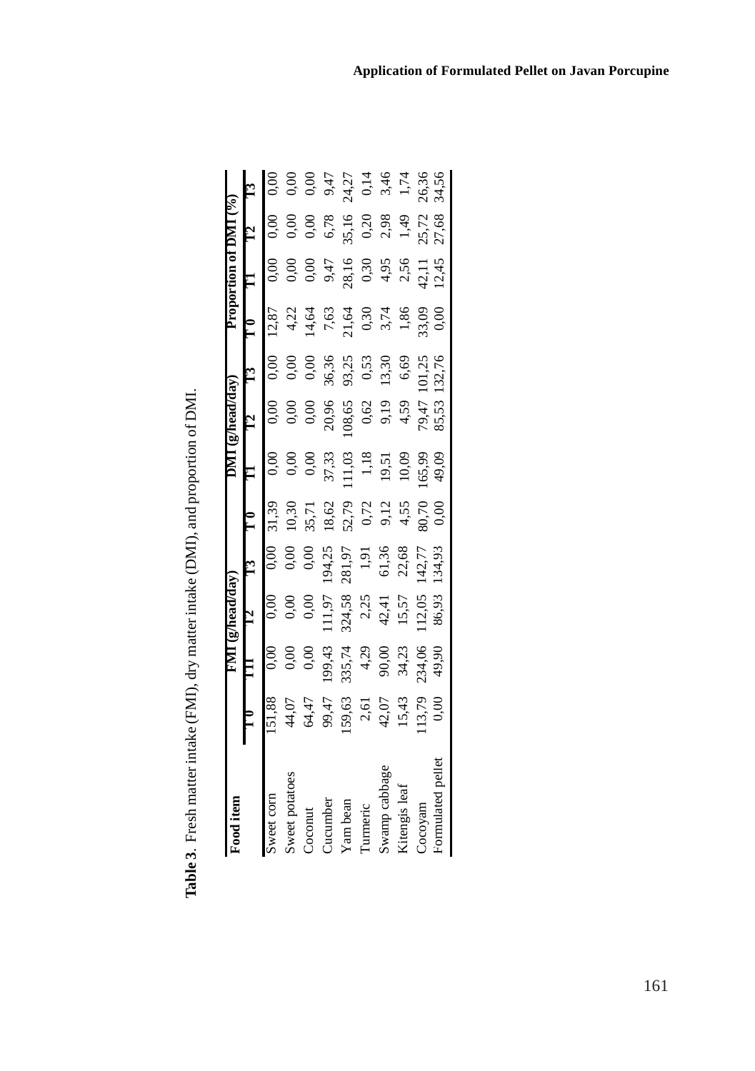**Table 3**. Fresh matter intake (FMI), dry matter intake (DMI), and proportion of DMI.

| Food item | FMI (g/head/day) | | | | DMI (g/head/day) | | | | Proportion of DMI (%) | | | |
|---|---|---|---|---|---|---|---|---|---|---|---|---|
| | T 0 | T1 | T2 | T3 | T 0 | T1 | T2 | T3 | T 0 | T1 | T2 | T3 |
| Sweet corn | 151,88 | 0,00 | 0,00 | 0,00 | 31,39 | 0,00 | 0,00 | 0,00 | 12,87 | 0,00 | 0,00 | 0,00 |
| Sweet potatoes | 44,07 | 0,00 | 0,00 | 0,00 | 10,30 | 0,00 | 0,00 | 0,00 | 4,22 | 0,00 | 0,00 | 0,00 |
| Coconut | 64,47 | 0,00 | 0,00 | 0,00 | 35,71 | 0,00 | 0,00 | 0,00 | 14,64 | 0,00 | 0,00 | 0,00 |
| Cucumber | 99,47 | 199,43 | 111,97 | 194,25 | 18,62 | 37,33 | 20,96 | 36,36 | 7,63 | 9,47 | 6,78 | 9,47 |
| Yam bean | 159,63 | 335,74 | 324,58 | 281,97 | 52,79 | 111,03 | 108,65 | 93,25 | 21,64 | 28,16 | 35,16 | 24,27 |
| Turmeric | 2,61 | 4,29 | 2,25 | 1,91 | 0,72 | 1,18 | 0,62 | 0,53 | 0,30 | 0,30 | 0,20 | 0,14 |
| Swamp cabbage | 42,07 | 90,00 | 42,41 | 61,36 | 9,12 | 19,51 | 9,19 | 13,30 | 3,74 | 4,95 | 2,98 | 3,46 |
| Kitengis leaf | 15,43 | 34,23 | 15,57 | 22,68 | 4,55 | 10,09 | 4,59 | 6,69 | 1,86 | 2,56 | 1,49 | 1,74 |
| Cocoyam | 113,79 | 234,06 | 112,05 | 142,77 | 80,70 | 165,99 | 79,47 | 101,25 | 33,09 | 42,11 | 25,72 | 26,36 |
| Formulated pellet | 0,00 | 49,90 | 86,93 | 134,93 | 0,00 | 49,09 | 85,53 | 132,76 | 0,00 | 12,45 | 27,68 | 34,56 |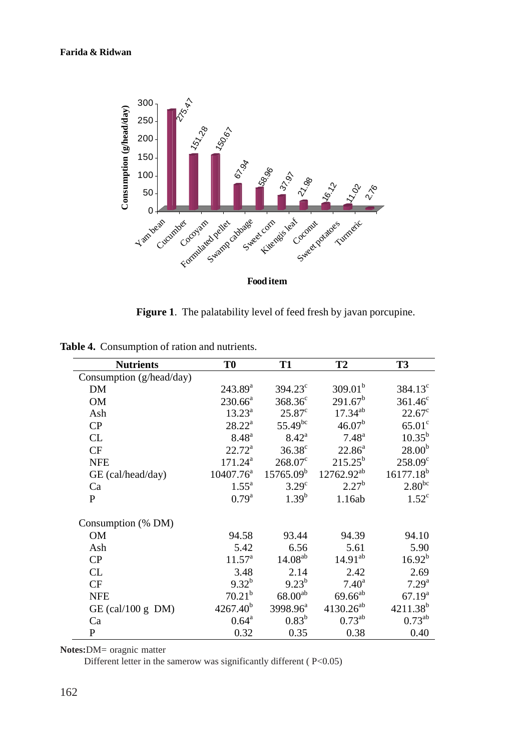**Figure 1**. The palatability level of feed fresh by javan porcupine.

**Table 4.** Consumption of ration and nutrients.

| Nutrients | T0 | T1 | T2 | T3 |
|---|---|---|---|---|
| Consumption (g/head/day) | | | | |
| DM | 243.89$^{a}$ | 394.23$^{c}$ | 309.01$^{b}$ | 384.13$^{c}$ |
| OM | 230.66$^{a}$ | 368.36$^{c}$ | 291.67$^{b}$ | 361.46$^{c}$ |
| Ash | 13.23$^{a}$ | 25.87$^{c}$ | 17.34$^{ab}$ | 22.67$^{c}$ |
| CP | 28.22$^{a}$ | 55.49$^{bc}$ | 46.07$^{b}$ | 65.01$^{c}$ |
| CL | 8.48$^{a}$ | 8.42$^{a}$ | 7.48$^{a}$ | 10.35$^{b}$ |
| CF | 22.72$^{a}$ | 36.38$^{c}$ | 22.86$^{a}$ | 28.00$^{b}$ |
| NFE | 171.24$^{a}$ | 268.07$^{c}$ | 215.25$^{b}$ | 258.09$^{c}$ |
| GE (cal/head/day) | 10407.76$^{a}$ | 15765.09$^{b}$ | 12762.92$^{ab}$ | 16177.18$^{b}$ |
| Ca | 1.55$^{a}$ | 3.29$^{c}$ | 2.27$^{b}$ | 2.80$^{bc}$ |
| P | 0.79$^{a}$ | 1.39$^{b}$ | 1.16ab | 1.52$^{c}$ |
| Consumption (% DM) | | | | |
| OM | 94.58 | 93.44 | 94.39 | 94.10 |
| Ash | 5.42 | 6.56 | 5.61 | 5.90 |
| CP | 11.57$^{a}$ | 14.08$^{ab}$ | 14.91$^{ab}$ | 16.92$^{b}$ |
| CL | 3.48 | 2.14 | 2.42 | 2.69 |
| CF | 9.32$^{b}$ | 9.23$^{b}$ | 7.40$^{a}$ | 7.29$^{a}$ |
| NFE | 70.21$^{b}$ | 68.00$^{ab}$ | 69.66$^{ab}$ | 67.19$^{a}$ |
| GE (cal/100 g DM) | 4267.40$^{b}$ | 3998.96$^{a}$ | 4130.26$^{ab}$ | 4211.38$^{b}$ |
| Ca | 0.64$^{a}$ | 0.83$^{b}$ | 0.73$^{ab}$ | 0.73$^{ab}$ |
| P | 0.32 | 0.35 | 0.38 | 0.40 |

**Notes:** DM= oragnic matter

Different letter in the samerow was significantly different ( $P<0.05$)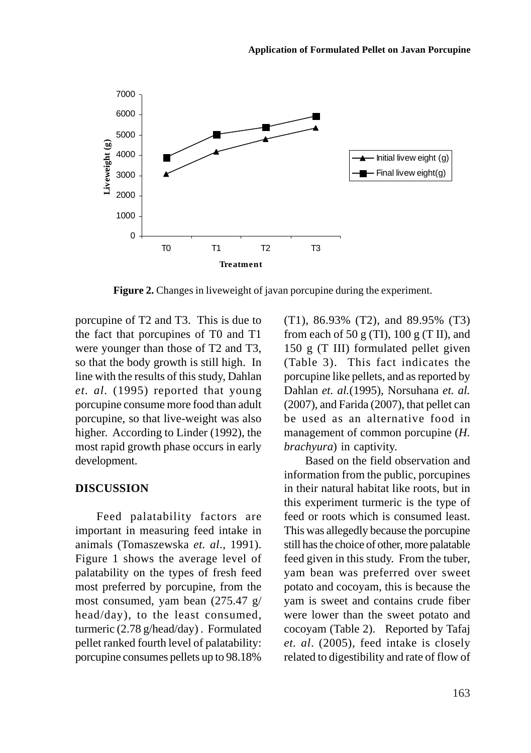**Figure 2.** Changes in liveweight of javan porcupine during the experiment.

porcupine of T2 and T3. This is due to the fact that porcupines of T0 and T1 were younger than those of T2 and T3, so that the body growth is still high. In line with the results of this study, Dahlan *et. al.* (1995) reported that young porcupine consume more food than adult porcupine, so that live-weight was also higher. According to Linder (1992), the most rapid growth phase occurs in early development.

## DISCUSSION

Feed palatability factors are important in measuring feed intake in animals (Tomaszewska *et. al.*, 1991). Figure 1 shows the average level of palatability on the types of fresh feed most preferred by porcupine, from the most consumed, yam bean (275.47 g/ head/day), to the least consumed, turmeric (2.78 g/head/day) . Formulated pellet ranked fourth level of palatability: porcupine consumes pellets up to 98.18% (T1), 86.93% (T2), and 89.95% (T3) from each of 50 g (TI), 100 g (T II), and 150 g (T III) formulated pellet given (Table 3). This fact indicates the porcupine like pellets, and as reported by Dahlan *et. al.*(1995), Norsuhana *et. al.* (2007), and Farida (2007), that pellet can be used as an alternative food in management of common porcupine (*H. brachyura*) in captivity.

Based on the field observation and information from the public, porcupines in their natural habitat like roots, but in this experiment turmeric is the type of feed or roots which is consumed least. This was allegedly because the porcupine still has the choice of other, more palatable feed given in this study. From the tuber, yam bean was preferred over sweet potato and cocoyam, this is because the yam is sweet and contains crude fiber were lower than the sweet potato and cocoyam (Table 2). Reported by Tafaj *et. al.* (2005), feed intake is closely related to digestibility and rate of flow of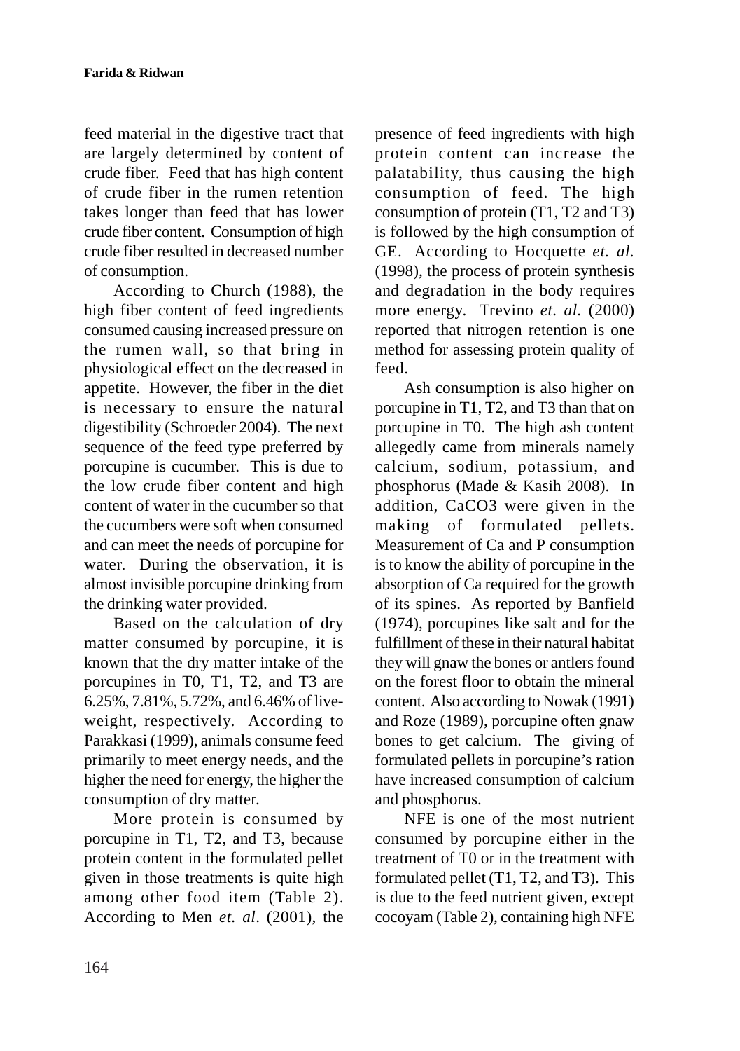feed material in the digestive tract that are largely determined by content of crude fiber. Feed that has high content of crude fiber in the rumen retention takes longer than feed that has lower crude fiber content. Consumption of high crude fiber resulted in decreased number of consumption.

According to Church (1988), the high fiber content of feed ingredients consumed causing increased pressure on the rumen wall, so that bring in physiological effect on the decreased in appetite. However, the fiber in the diet is necessary to ensure the natural digestibility (Schroeder 2004). The next sequence of the feed type preferred by porcupine is cucumber. This is due to the low crude fiber content and high content of water in the cucumber so that the cucumbers were soft when consumed and can meet the needs of porcupine for water. During the observation, it is almost invisible porcupine drinking from the drinking water provided.

Based on the calculation of dry matter consumed by porcupine, it is known that the dry matter intake of the porcupines in T0, T1, T2, and T3 are 6.25%, 7.81%, 5.72%, and 6.46% of live-weight, respectively. According to Parakkasi (1999), animals consume feed primarily to meet energy needs, and the higher the need for energy, the higher the consumption of dry matter.

More protein is consumed by porcupine in T1, T2, and T3, because protein content in the formulated pellet given in those treatments is quite high among other food item (Table 2). According to Men *et. al*. (2001), the presence of feed ingredients with high protein content can increase the palatability, thus causing the high consumption of feed. The high consumption of protein (T1, T2 and T3) is followed by the high consumption of GE. According to Hocquette *et. al.* (1998), the process of protein synthesis and degradation in the body requires more energy. Trevino *et. al.* (2000) reported that nitrogen retention is one method for assessing protein quality of feed.

Ash consumption is also higher on porcupine in T1, T2, and T3 than that on porcupine in T0. The high ash content allegedly came from minerals namely calcium, sodium, potassium, and phosphorus (Made & Kasih 2008). In addition, $CaCO_3$ were given in the making of formulated pellets. Measurement of Ca and P consumption is to know the ability of porcupine in the absorption of Ca required for the growth of its spines. As reported by Banfield (1974), porcupines like salt and for the fulfillment of these in their natural habitat they will gnaw the bones or antlers found on the forest floor to obtain the mineral content. Also according to Nowak (1991) and Roze (1989), porcupine often gnaw bones to get calcium. The giving of formulated pellets in porcupine's ration have increased consumption of calcium and phosphorus.

NFE is one of the most nutrient consumed by porcupine either in the treatment of T0 or in the treatment with formulated pellet (T1, T2, and T3). This is due to the feed nutrient given, except cocoyam (Table 2), containing high NFE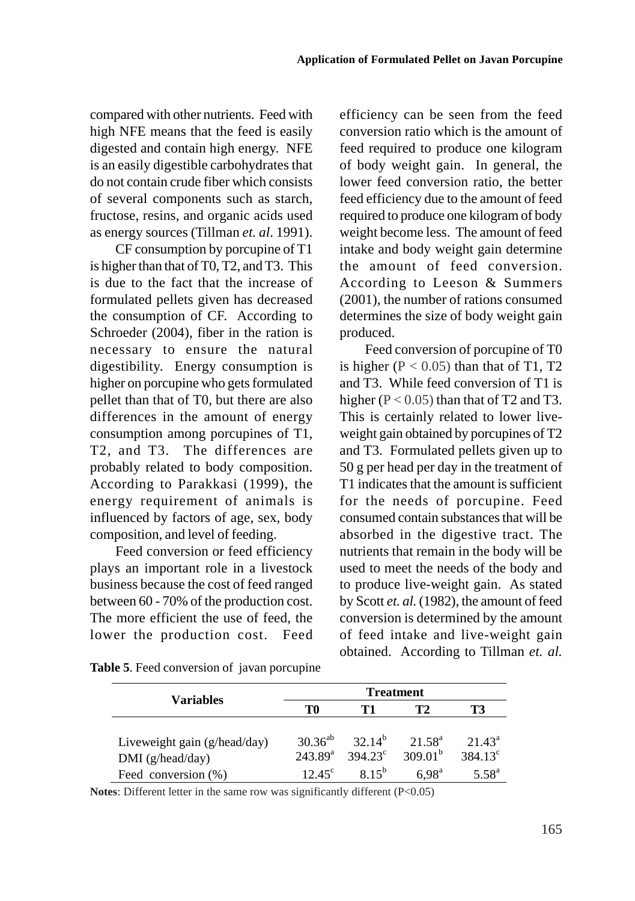compared with other nutrients. Feed with high NFE means that the feed is easily digested and contain high energy. NFE is an easily digestible carbohydrates that do not contain crude fiber which consists of several components such as starch, fructose, resins, and organic acids used as energy sources (Tillman *et. al*. 1991).

CF consumption by porcupine of T1 is higher than that of T0, T2, and T3. This is due to the fact that the increase of formulated pellets given has decreased the consumption of CF. According to Schroeder (2004), fiber in the ration is necessary to ensure the natural digestibility. Energy consumption is higher on porcupine who gets formulated pellet than that of T0, but there are also differences in the amount of energy consumption among porcupines of T1, T2, and T3. The differences are probably related to body composition. According to Parakkasi (1999), the energy requirement of animals is influenced by factors of age, sex, body composition, and level of feeding.

Feed conversion or feed efficiency plays an important role in a livestock business because the cost of feed ranged between 60 - 70% of the production cost. The more efficient the use of feed, the lower the production cost. Feed efficiency can be seen from the feed conversion ratio which is the amount of feed required to produce one kilogram of body weight gain. In general, the lower feed conversion ratio, the better feed efficiency due to the amount of feed required to produce one kilogram of body weight become less. The amount of feed intake and body weight gain determine the amount of feed conversion. According to Leeson & Summers (2001), the number of rations consumed determines the size of body weight gain produced.

Feed conversion of porcupine of T0 is higher ($P < 0.05$) than that of T1, T2 and T3. While feed conversion of T1 is higher ($P < 0.05$) than that of T2 and T3. This is certainly related to lower live-weight gain obtained by porcupines of T2 and T3. Formulated pellets given up to 50 g per head per day in the treatment of T1 indicates that the amount is sufficient for the needs of porcupine. Feed consumed contain substances that will be absorbed in the digestive tract. The nutrients that remain in the body will be used to meet the needs of the body and to produce live-weight gain. As stated by Scott *et. al.* (1982), the amount of feed conversion is determined by the amount of feed intake and live-weight gain obtained. According to Tillman *et. al.*

**Table 5**. Feed conversion of javan porcupine

| Variables | Treatment | | | |
|---|---|---|---|---|
| | T0 | T1 | T2 | T3 |
| Liveweight gain (g/head/day) | 30.36[ab] | 32.14[b] | 21.58[a] | 21.43[a] |
| DMI (g/head/day) | 243.89[a] | 394.23[c] | 309.01[b] | 384.13[c] |
| Feed conversion (%) | 12.45[c] | 8.15[b] | 6,98[a] | 5.58[a] |

**Notes**: Different letter in the same row was significantly different ($P<0.05$)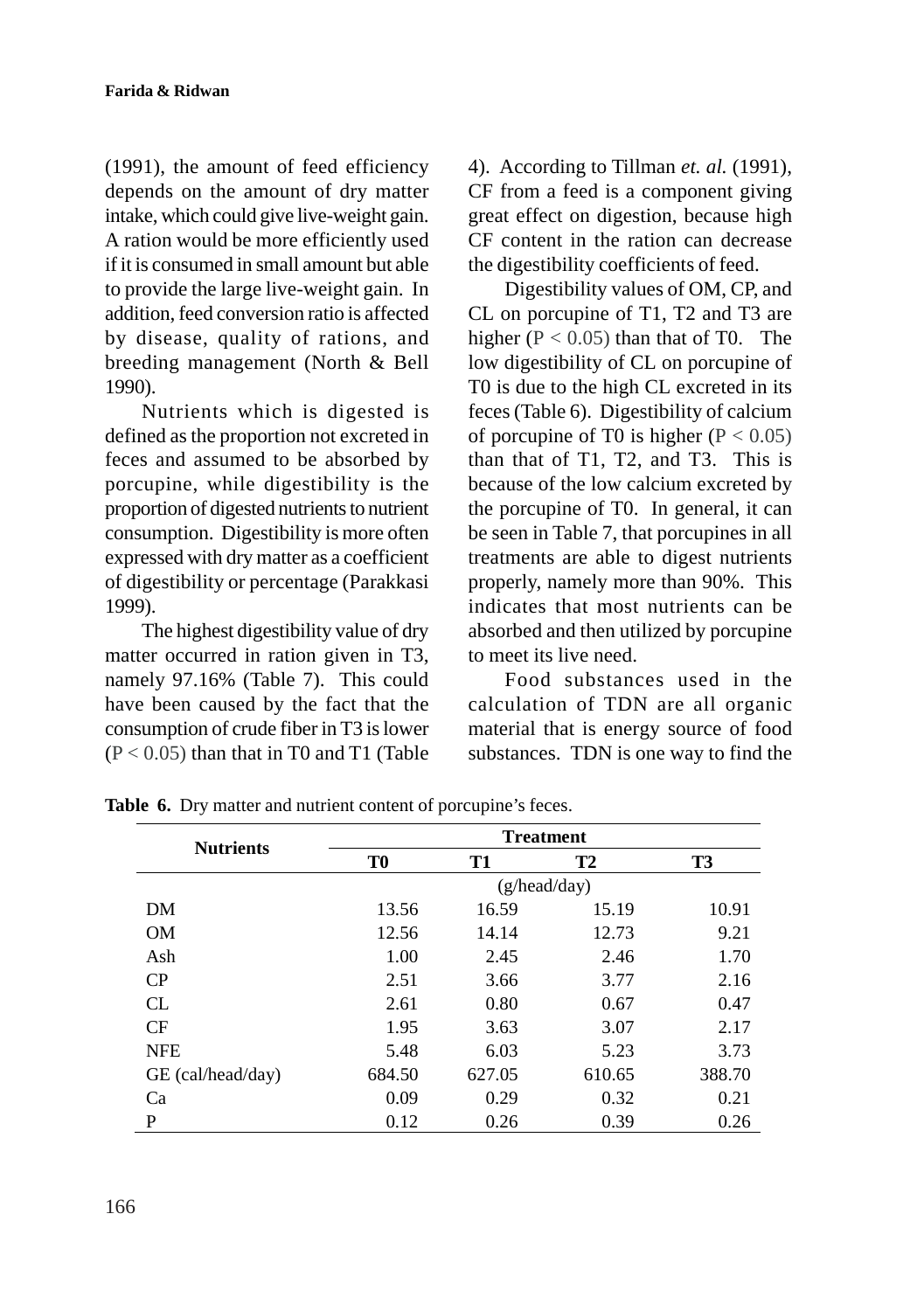(1991), the amount of feed efficiency depends on the amount of dry matter intake, which could give live-weight gain. A ration would be more efficiently used if it is consumed in small amount but able to provide the large live-weight gain. In addition, feed conversion ratio is affected by disease, quality of rations, and breeding management (North & Bell 1990).

Nutrients which is digested is defined as the proportion not excreted in feces and assumed to be absorbed by porcupine, while digestibility is the proportion of digested nutrients to nutrient consumption. Digestibility is more often expressed with dry matter as a coefficient of digestibility or percentage (Parakkasi 1999).

The highest digestibility value of dry matter occurred in ration given in T3, namely 97.16% (Table 7). This could have been caused by the fact that the consumption of crude fiber in T3 is lower ($P < 0.05$) than that in T0 and T1 (Table 4). According to Tillman *et. al.* (1991), CF from a feed is a component giving great effect on digestion, because high CF content in the ration can decrease the digestibility coefficients of feed.

Digestibility values of OM, CP, and CL on porcupine of T1, T2 and T3 are higher ($P < 0.05$) than that of T0. The low digestibility of CL on porcupine of T0 is due to the high CL excreted in its feces (Table 6). Digestibility of calcium of porcupine of T0 is higher ($P < 0.05$) than that of T1, T2, and T3. This is because of the low calcium excreted by the porcupine of T0. In general, it can be seen in Table 7, that porcupines in all treatments are able to digest nutrients properly, namely more than 90%. This indicates that most nutrients can be absorbed and then utilized by porcupine to meet its live need.

Food substances used in the calculation of TDN are all organic material that is energy source of food substances. TDN is one way to find the

**Table 6.** Dry matter and nutrient content of porcupine's feces.

| Nutrients | Treatment | | | |
|---|---|---|---|---|
| | T0 | T1 | T2 | T3 |
| | (g/head/day) | | | |
| DM | 13.56 | 16.59 | 15.19 | 10.91 |
| OM | 12.56 | 14.14 | 12.73 | 9.21 |
| Ash | 1.00 | 2.45 | 2.46 | 1.70 |
| CP | 2.51 | 3.66 | 3.77 | 2.16 |
| CL | 2.61 | 0.80 | 0.67 | 0.47 |
| CF | 1.95 | 3.63 | 3.07 | 2.17 |
| NFE | 5.48 | 6.03 | 5.23 | 3.73 |
| GE (cal/head/day) | 684.50 | 627.05 | 610.65 | 388.70 |
| Ca | 0.09 | 0.29 | 0.32 | 0.21 |
| P | 0.12 | 0.26 | 0.39 | 0.26 |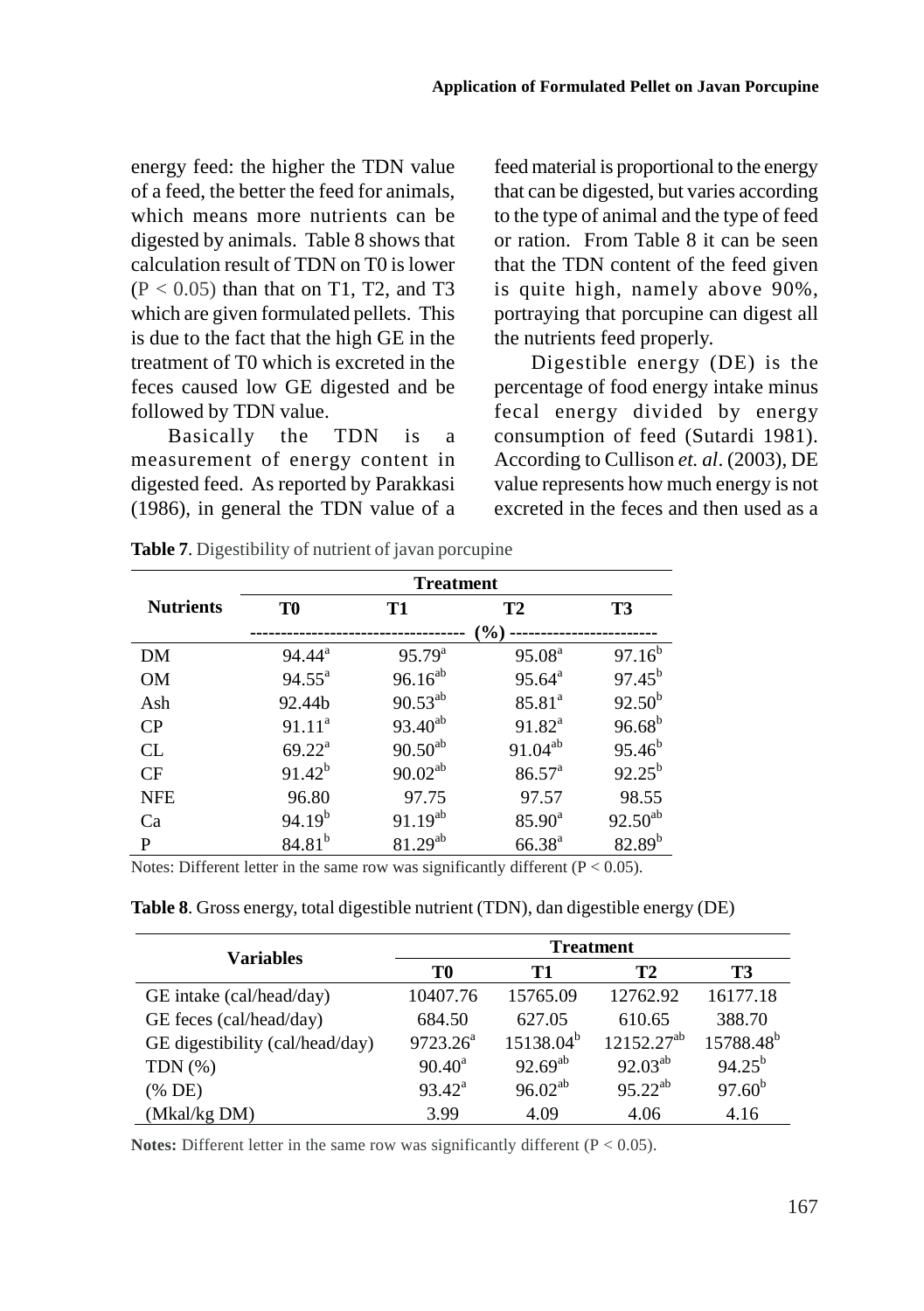energy feed: the higher the TDN value of a feed, the better the feed for animals, which means more nutrients can be digested by animals. Table 8 shows that calculation result of TDN on T0 is lower ($P < 0.05$) than that on T1, T2, and T3 which are given formulated pellets. This is due to the fact that the high GE in the treatment of T0 which is excreted in the feces caused low GE digested and be followed by TDN value.

Basically the TDN is a measurement of energy content in digested feed. As reported by Parakkasi (1986), in general the TDN value of a feed material is proportional to the energy that can be digested, but varies according to the type of animal and the type of feed or ration. From Table 8 it can be seen that the TDN content of the feed given is quite high, namely above 90%, portraying that porcupine can digest all the nutrients feed properly.

Digestible energy (DE) is the percentage of food energy intake minus fecal energy divided by energy consumption of feed (Sutardi 1981). According to Cullison *et. al*. (2003), DE value represents how much energy is not excreted in the feces and then used as a

**Table 7**. Digestibility of nutrient of javan porcupine

| Nutrients | Treatment | | | |
|---|---|---|---|---|
| | T0 | T1 | T2 | T3 |
| | (%) | | | |
| DM | 94.44[a] | 95.79[a] | 95.08[a] | 97.16[b] |
| OM | 94.55[a] | 96.16[ab] | 95.64[a] | 97.45[b] |
| Ash | 92.44b | 90.53[ab] | 85.81[a] | 92.50[b] |
| CP | 91.11[a] | 93.40[ab] | 91.82[a] | 96.68[b] |
| CL | 69.22[a] | 90.50[ab] | 91.04[ab] | 95.46[b] |
| CF | 91.42[b] | 90.02[ab] | 86.57[a] | 92.25[b] |
| NFE | 96.80 | 97.75 | 97.57 | 98.55 |
| Ca | 94.19[b] | 91.19[ab] | 85.90[a] | 92.50[ab] |
| P | 84.81[b] | 81.29[ab] | 66.38[a] | 82.89[b] |

Notes: Different letter in the same row was significantly different ($P < 0.05$).

**Table 8**. Gross energy, total digestible nutrient (TDN), dan digestible energy (DE)

| Variables | Treatment | | | |
|---|---|---|---|---|
| | T0 | T1 | T2 | T3 |
| GE intake (cal/head/day) | 10407.76 | 15765.09 | 12762.92 | 16177.18 |
| GE feces (cal/head/day) | 684.50 | 627.05 | 610.65 | 388.70 |
| GE digestibility (cal/head/day) | 9723.26[a] | 15138.04[b] | 12152.27[ab] | 15788.48[b] |
| TDN (%) | 90.40[a] | 92.69[ab] | 92.03[ab] | 94.25[b] |
| (% DE) | 93.42[a] | 96.02[ab] | 95.22[ab] | 97.60[b] |
| (Mkal/kg DM) | 3.99 | 4.09 | 4.06 | 4.16 |

**Notes:** Different letter in the same row was significantly different ($P < 0.05$).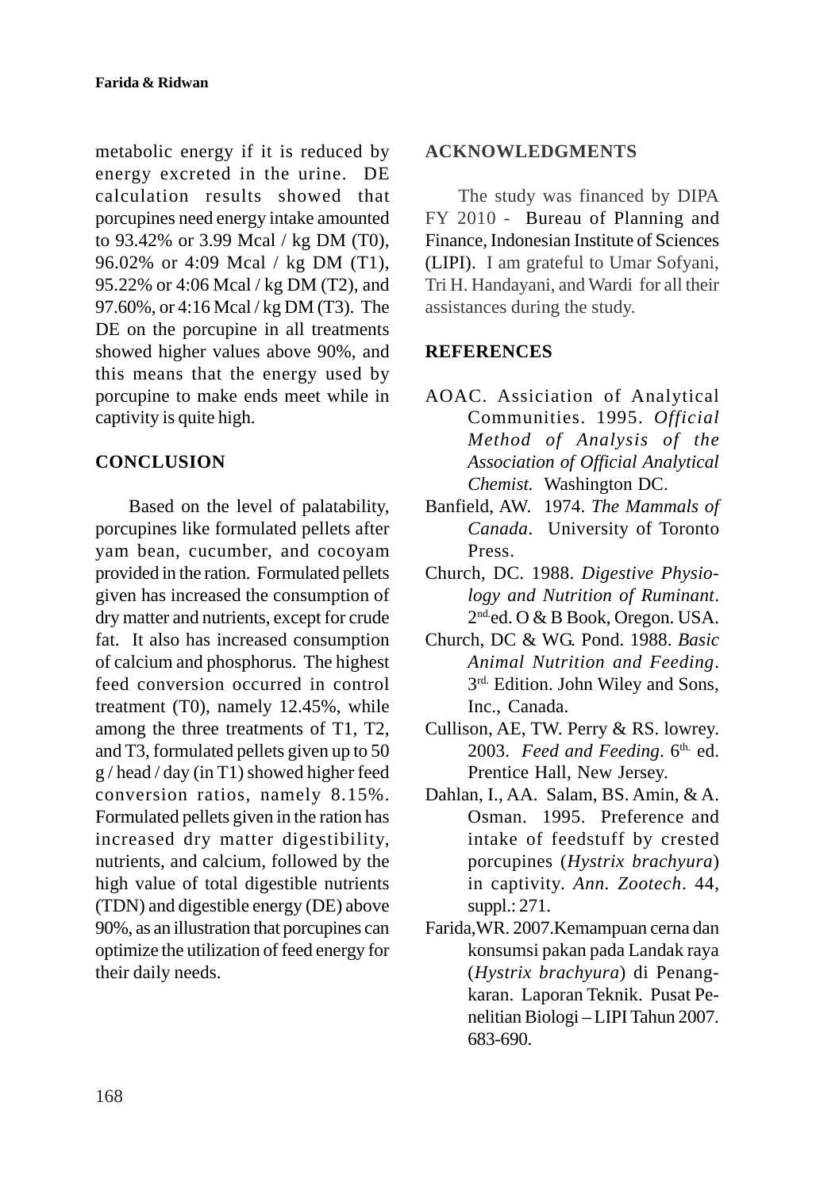metabolic energy if it is reduced by energy excreted in the urine. DE calculation results showed that porcupines need energy intake amounted to 93.42% or 3.99 Mcal / kg DM (T0), 96.02% or 4:09 Mcal / kg DM (T1), 95.22% or 4:06 Mcal / kg DM (T2), and 97.60%, or 4:16 Mcal / kg DM (T3). The DE on the porcupine in all treatments showed higher values above 90%, and this means that the energy used by porcupine to make ends meet while in captivity is quite high.

## CONCLUSION

Based on the level of palatability, porcupines like formulated pellets after yam bean, cucumber, and cocoyam provided in the ration. Formulated pellets given has increased the consumption of dry matter and nutrients, except for crude fat. It also has increased consumption of calcium and phosphorus. The highest feed conversion occurred in control treatment (T0), namely 12.45%, while among the three treatments of T1, T2, and T3, formulated pellets given up to 50 g / head / day (in T1) showed higher feed conversion ratios, namely 8.15%. Formulated pellets given in the ration has increased dry matter digestibility, nutrients, and calcium, followed by the high value of total digestible nutrients (TDN) and digestible energy (DE) above 90%, as an illustration that porcupines can optimize the utilization of feed energy for their daily needs.

## ACKNOWLEDGMENTS

The study was financed by DIPA FY 2010 - Bureau of Planning and Finance, Indonesian Institute of Sciences (LIPI). I am grateful to Umar Sofyani, Tri H. Handayani, and Wardi for all their assistances during the study.

## REFERENCES

AOAC. Assiciation of Analytical Communities. 1995. *Official Method of Analysis of the Association of Official Analytical Chemist.* Washington DC.

Banfield, AW. 1974. *The Mammals of Canada*. University of Toronto Press.

Church, DC. 1988. *Digestive Physiology and Nutrition of Ruminant*. 2nd ed. O & B Book, Oregon. USA.

Church, DC & WG. Pond. 1988. *Basic Animal Nutrition and Feeding*. 3rd Edition. John Wiley and Sons, Inc., Canada.

Cullison, AE, TW. Perry & RS. lowrey. 2003. *Feed and Feeding*. 6th ed. Prentice Hall, New Jersey.

Dahlan, I., AA. Salam, BS. Amin, & A. Osman. 1995. Preference and intake of feedstuff by crested porcupines (*Hystrix brachyura*) in captivity. *Ann. Zootech*. 44, suppl.: 271.

Farida,WR. 2007.Kemampuan cerna dan konsumsi pakan pada Landak raya (*Hystrix brachyura*) di Penangkaran. Laporan Teknik. Pusat Penelitian Biologi – LIPI Tahun 2007. 683-690.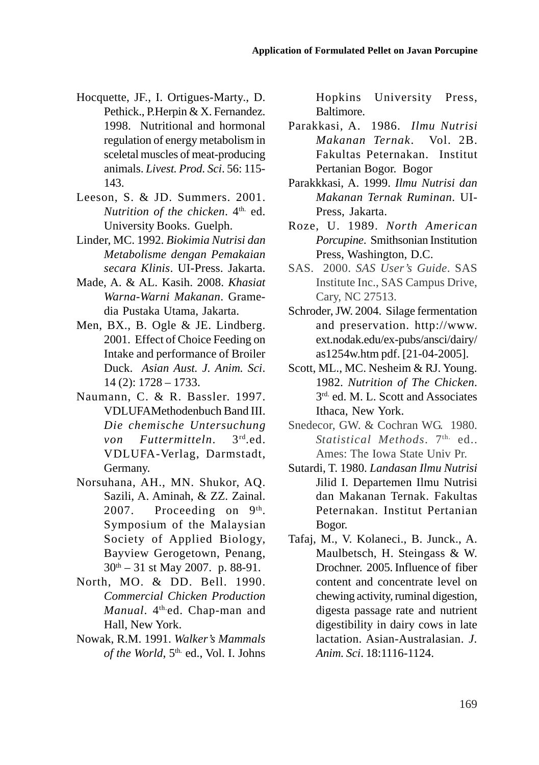Hocquette, JF., I. Ortigues-Marty., D. Pethick., P.Herpin & X. Fernandez. 1998. Nutritional and hormonal regulation of energy metabolism in sceletal muscles of meat-producing animals. *Livest. Prod. Sci*. 56: 115-143.

Leeson, S. & JD. Summers. 2001. *Nutrition of the chicken*. 4th. ed. University Books. Guelph.

Linder, MC. 1992. *Biokimia Nutrisi dan Metabolisme dengan Pemakaian secara Klinis*. UI-Press. Jakarta.

Made, A. & AL. Kasih. 2008. *Khasiat Warna-Warni Makanan*. Gramedia Pustaka Utama, Jakarta.

Men, BX., B. Ogle & JE. Lindberg. 2001. Effect of Choice Feeding on Intake and performance of Broiler Duck. *Asian Aust. J. Anim. Sci*. 14 (2): 1728 – 1733.

Naumann, C. & R. Bassler. 1997. VDLUFAMethodenbuch Band III. *Die chemische Untersuchung von Futtermitteln*. 3rd.ed. VDLUFA-Verlag, Darmstadt, Germany.

Norsuhana, AH., MN. Shukor, AQ. Sazili, A. Aminah, & ZZ. Zainal. 2007. Proceeding on 9th. Symposium of the Malaysian Society of Applied Biology, Bayview Gerogetown, Penang, 30th – 31 st May 2007. p. 88-91.

North, MO. & DD. Bell. 1990. *Commercial Chicken Production Manual*. 4th.ed. Chap-man and Hall, New York.

Nowak, R.M. 1991. *Walker's Mammals of the World*, 5th. ed., Vol. I. Johns Hopkins University Press, Baltimore.

Parakkasi, A. 1986. *Ilmu Nutrisi Makanan Ternak*. Vol. 2B. Fakultas Peternakan. Institut Pertanian Bogor. Bogor

Parakkkasi, A. 1999. *Ilmu Nutrisi dan Makanan Ternak Ruminan*. UI-Press, Jakarta.

Roze, U. 1989. *North American Porcupine*. Smithsonian Institution Press, Washington, D.C.

SAS. 2000. *SAS User's Guide*. SAS Institute Inc., SAS Campus Drive, Cary, NC 27513.

Schroder, JW. 2004. Silage fermentation and preservation. http://www.ext.nodak.edu/ex-pubs/ansci/dairy/as1254w.htm pdf. [21-04-2005].

Scott, ML., MC. Nesheim & RJ. Young. 1982. *Nutrition of The Chicken*. 3rd. ed. M. L. Scott and Associates Ithaca, New York.

Snedecor, GW. & Cochran WG. 1980. *Statistical Methods*. 7th. ed.. Ames: The Iowa State Univ Pr.

Sutardi, T. 1980. *Landasan Ilmu Nutrisi* Jilid I. Departemen Ilmu Nutrisi dan Makanan Ternak. Fakultas Peternakan. Institut Pertanian Bogor.

Tafaj, M., V. Kolaneci., B. Junck., A. Maulbetsch, H. Steingass & W. Drochner. 2005. Influence of fiber content and concentrate level on chewing activity, ruminal digestion, digesta passage rate and nutrient digestibility in dairy cows in late lactation. Asian-Australasian. *J. Anim. Sci*. 18:1116-1124.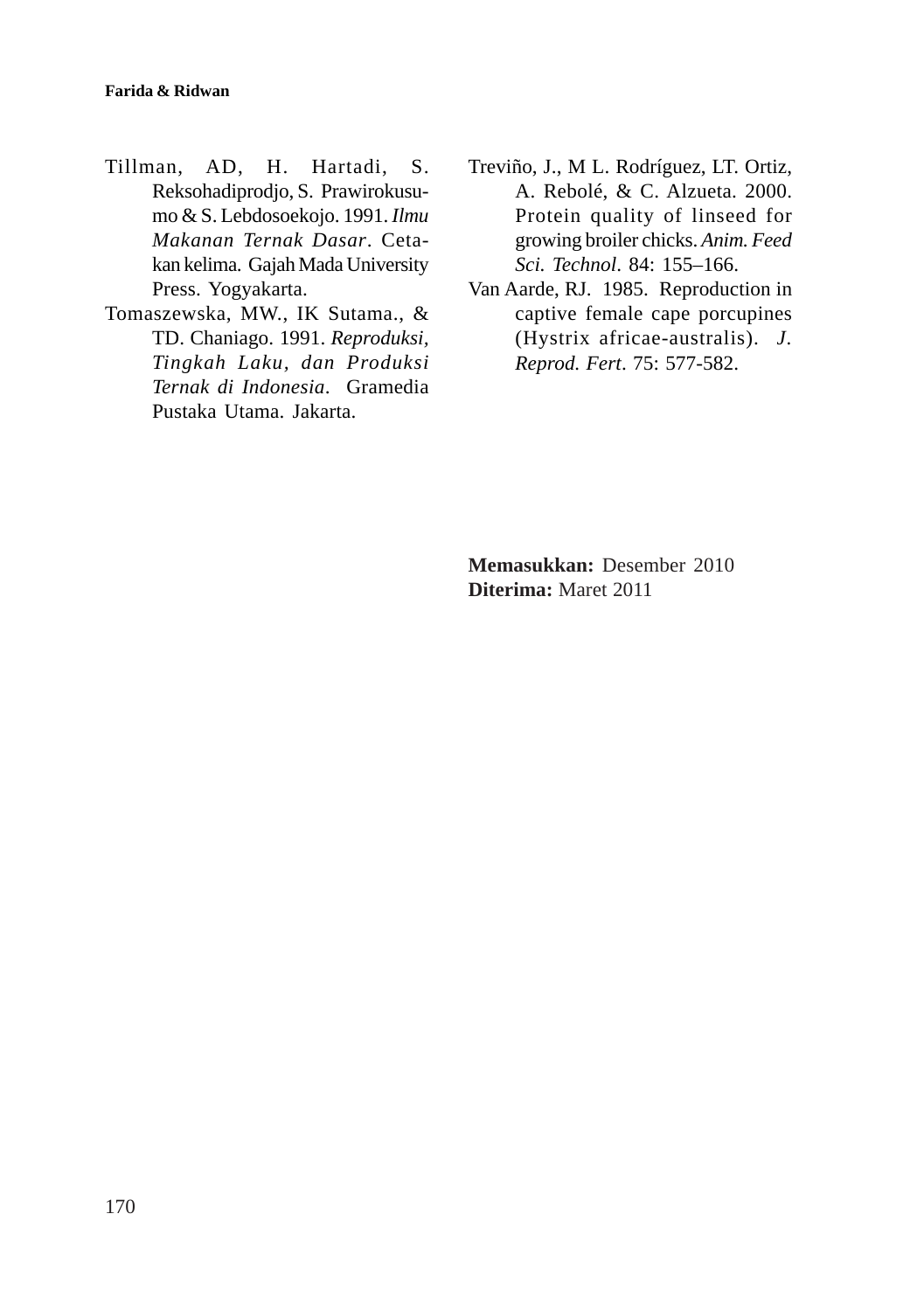Tillman, AD, H. Hartadi, S. Reksohadiprodjo, S. Prawirokusumo & S. Lebdosoekojo. 1991. *Ilmu Makanan Ternak Dasar*. Cetakan kelima. Gajah Mada University Press. Yogyakarta.

Tomaszewska, MW., IK Sutama., & TD. Chaniago. 1991. *Reproduksi, Tingkah Laku, dan Produksi Ternak di Indonesia*. Gramedia Pustaka Utama. Jakarta.

Treviño, J., M L. Rodríguez, LT. Ortiz, A. Rebolé, & C. Alzueta. 2000. Protein quality of linseed for growing broiler chicks. *Anim. Feed Sci. Technol*. 84: 155–166.

Van Aarde, RJ. 1985. Reproduction in captive female cape porcupines (Hystrix africae-australis). *J. Reprod. Fert*. 75: 577-582.

**Memasukkan:** Desember 2010
**Diterima:** Maret 2011